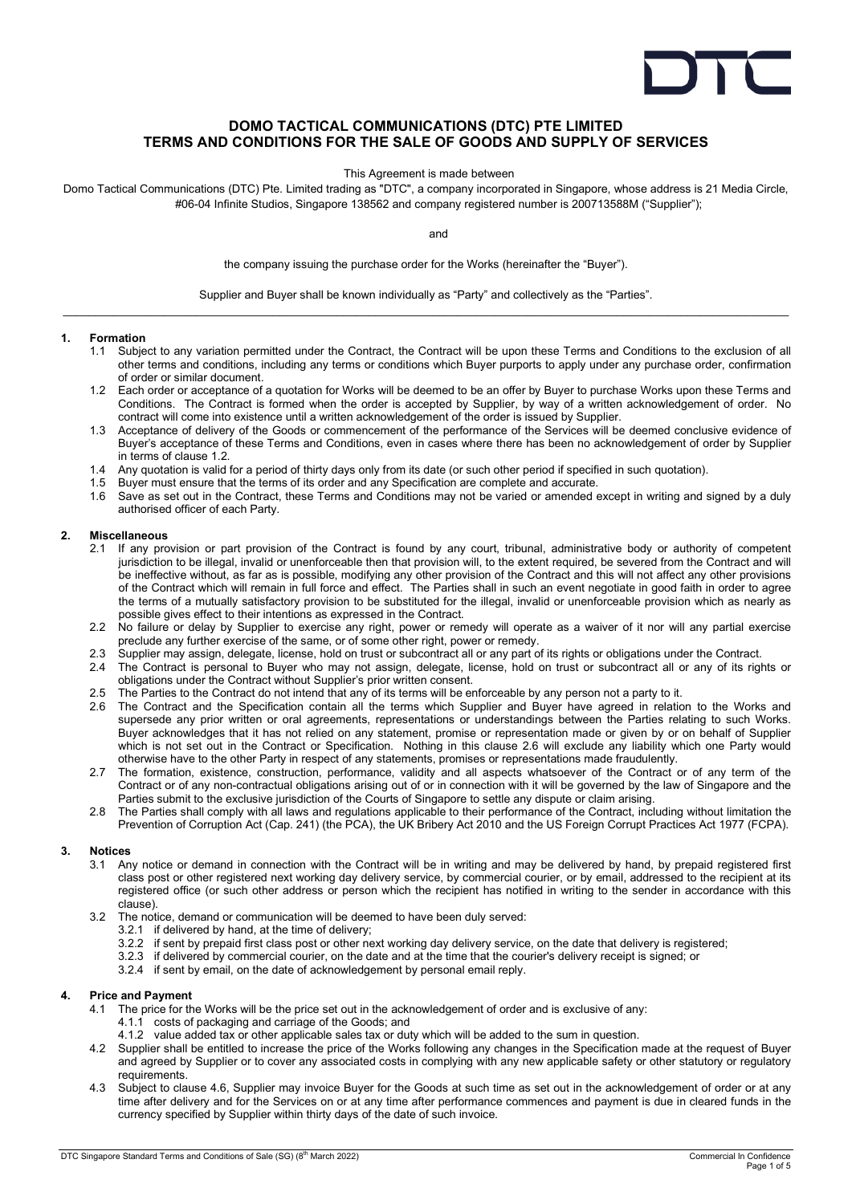# DOMO TACTICAL COMMUNICATIONS (DTC) PTE LIMITED
# TERMS AND CONDITIONS FOR THE SALE OF GOODS AND SUPPLY OF SERVICES

This Agreement is made between

Domo Tactical Communications (DTC) Pte. Limited trading as "DTC", a company incorporated in Singapore, whose address is 21 Media Circle, #06-04 Infinite Studios, Singapore 138562 and company registered number is 200713588M ("Supplier");

and

the company issuing the purchase order for the Works (hereinafter the "Buyer").

Supplier and Buyer shall be known individually as "Party" and collectively as the "Parties".

---

## 1. Formation

1.1 Subject to any variation permitted under the Contract, the Contract will be upon these Terms and Conditions to the exclusion of all other terms and conditions, including any terms or conditions which Buyer purports to apply under any purchase order, confirmation of order or similar document.

1.2 Each order or acceptance of a quotation for Works will be deemed to be an offer by Buyer to purchase Works upon these Terms and Conditions. The Contract is formed when the order is accepted by Supplier, by way of a written acknowledgement of order. No contract will come into existence until a written acknowledgement of the order is issued by Supplier.

1.3 Acceptance of delivery of the Goods or commencement of the performance of the Services will be deemed conclusive evidence of Buyer's acceptance of these Terms and Conditions, even in cases where there has been no acknowledgement of order by Supplier in terms of clause 1.2.

1.4 Any quotation is valid for a period of thirty days only from its date (or such other period if specified in such quotation).

1.5 Buyer must ensure that the terms of its order and any Specification are complete and accurate.

1.6 Save as set out in the Contract, these Terms and Conditions may not be varied or amended except in writing and signed by a duly authorised officer of each Party.

## 2. Miscellaneous

2.1 If any provision or part provision of the Contract is found by any court, tribunal, administrative body or authority of competent jurisdiction to be illegal, invalid or unenforceable then that provision will, to the extent required, be severed from the Contract and will be ineffective without, as far as is possible, modifying any other provision of the Contract and this will not affect any other provisions of the Contract which will remain in full force and effect. The Parties shall in such an event negotiate in good faith in order to agree the terms of a mutually satisfactory provision to be substituted for the illegal, invalid or unenforceable provision which as nearly as possible gives effect to their intentions as expressed in the Contract.

2.2 No failure or delay by Supplier to exercise any right, power or remedy will operate as a waiver of it nor will any partial exercise preclude any further exercise of the same, or of some other right, power or remedy.

2.3 Supplier may assign, delegate, license, hold on trust or subcontract all or any part of its rights or obligations under the Contract.

2.4 The Contract is personal to Buyer who may not assign, delegate, license, hold on trust or subcontract all or any of its rights or obligations under the Contract without Supplier's prior written consent.

2.5 The Parties to the Contract do not intend that any of its terms will be enforceable by any person not a party to it.

2.6 The Contract and the Specification contain all the terms which Supplier and Buyer have agreed in relation to the Works and supersede any prior written or oral agreements, representations or understandings between the Parties relating to such Works. Buyer acknowledges that it has not relied on any statement, promise or representation made or given by or on behalf of Supplier which is not set out in the Contract or Specification. Nothing in this clause 2.6 will exclude any liability which one Party would otherwise have to the other Party in respect of any statements, promises or representations made fraudulently.

2.7 The formation, existence, construction, performance, validity and all aspects whatsoever of the Contract or of any term of the Contract or of any non-contractual obligations arising out of or in connection with it will be governed by the law of Singapore and the Parties submit to the exclusive jurisdiction of the Courts of Singapore to settle any dispute or claim arising.

2.8 The Parties shall comply with all laws and regulations applicable to their performance of the Contract, including without limitation the Prevention of Corruption Act (Cap. 241) (the PCA), the UK Bribery Act 2010 and the US Foreign Corrupt Practices Act 1977 (FCPA).

## 3. Notices

3.1 Any notice or demand in connection with the Contract will be in writing and may be delivered by hand, by prepaid registered first class post or other registered next working day delivery service, by commercial courier, or by email, addressed to the recipient at its registered office (or such other address or person which the recipient has notified in writing to the sender in accordance with this clause).

3.2 The notice, demand or communication will be deemed to have been duly served:

- 3.2.1 if delivered by hand, at the time of delivery;
- 3.2.2 if sent by prepaid first class post or other next working day delivery service, on the date that delivery is registered;
- 3.2.3 if delivered by commercial courier, on the date and at the time that the courier's delivery receipt is signed; or
- 3.2.4 if sent by email, on the date of acknowledgement by personal email reply.

## 4. Price and Payment

4.1 The price for the Works will be the price set out in the acknowledgement of order and is exclusive of any:

- 4.1.1 costs of packaging and carriage of the Goods; and
- 4.1.2 value added tax or other applicable sales tax or duty which will be added to the sum in question.

4.2 Supplier shall be entitled to increase the price of the Works following any changes in the Specification made at the request of Buyer and agreed by Supplier or to cover any associated costs in complying with any new applicable safety or other statutory or regulatory requirements.

4.3 Subject to clause 4.6, Supplier may invoice Buyer for the Goods at such time as set out in the acknowledgement of order or at any time after delivery and for the Services on or at any time after performance commences and payment is due in cleared funds in the currency specified by Supplier within thirty days of the date of such invoice.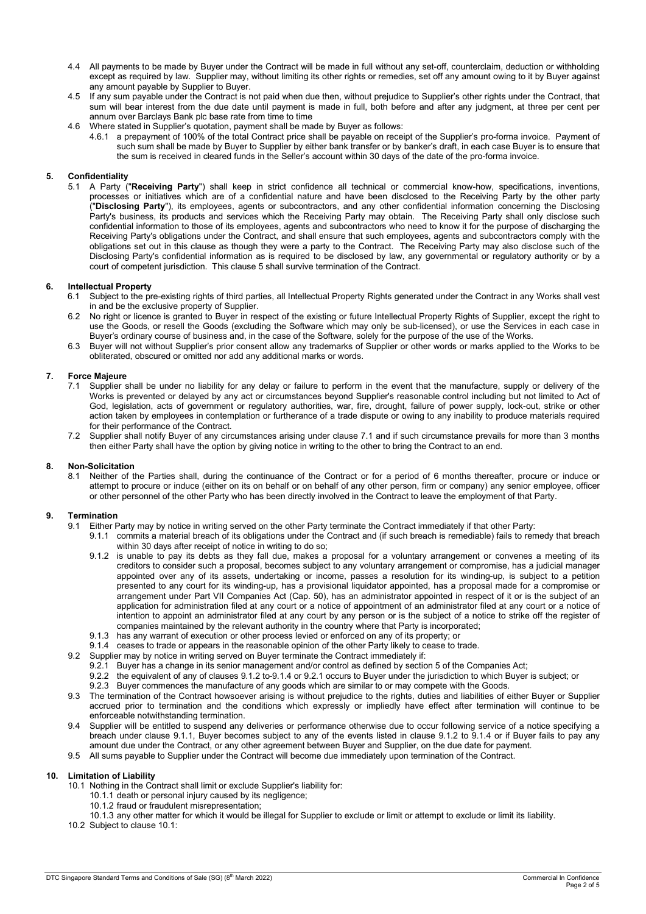4.4 All payments to be made by Buyer under the Contract will be made in full without any set-off, counterclaim, deduction or withholding except as required by law. Supplier may, without limiting its other rights or remedies, set off any amount owing to it by Buyer against any amount payable by Supplier to Buyer.

4.5 If any sum payable under the Contract is not paid when due then, without prejudice to Supplier's other rights under the Contract, that sum will bear interest from the due date until payment is made in full, both before and after any judgment, at three per cent per annum over Barclays Bank plc base rate from time to time

4.6 Where stated in Supplier's quotation, payment shall be made by Buyer as follows:

4.6.1 a prepayment of 100% of the total Contract price shall be payable on receipt of the Supplier's pro-forma invoice. Payment of such sum shall be made by Buyer to Supplier by either bank transfer or by banker's draft, in each case Buyer is to ensure that the sum is received in cleared funds in the Seller's account within 30 days of the date of the pro-forma invoice.

## 5. Confidentiality

5.1 A Party ("**Receiving Party**") shall keep in strict confidence all technical or commercial know-how, specifications, inventions, processes or initiatives which are of a confidential nature and have been disclosed to the Receiving Party by the other party ("**Disclosing Party**"), its employees, agents or subcontractors, and any other confidential information concerning the Disclosing Party's business, its products and services which the Receiving Party may obtain. The Receiving Party shall only disclose such confidential information to those of its employees, agents and subcontractors who need to know it for the purpose of discharging the Receiving Party's obligations under the Contract, and shall ensure that such employees, agents and subcontractors comply with the obligations set out in this clause as though they were a party to the Contract. The Receiving Party may also disclose such of the Disclosing Party's confidential information as is required to be disclosed by law, any governmental or regulatory authority or by a court of competent jurisdiction. This clause 5 shall survive termination of the Contract.

## 6. Intellectual Property

6.1 Subject to the pre-existing rights of third parties, all Intellectual Property Rights generated under the Contract in any Works shall vest in and be the exclusive property of Supplier.

6.2 No right or licence is granted to Buyer in respect of the existing or future Intellectual Property Rights of Supplier, except the right to use the Goods, or resell the Goods (excluding the Software which may only be sub-licensed), or use the Services in each case in Buyer's ordinary course of business and, in the case of the Software, solely for the purpose of the use of the Works.

6.3 Buyer will not without Supplier's prior consent allow any trademarks of Supplier or other words or marks applied to the Works to be obliterated, obscured or omitted nor add any additional marks or words.

## 7. Force Majeure

7.1 Supplier shall be under no liability for any delay or failure to perform in the event that the manufacture, supply or delivery of the Works is prevented or delayed by any act or circumstances beyond Supplier's reasonable control including but not limited to Act of God, legislation, acts of government or regulatory authorities, war, fire, drought, failure of power supply, lock-out, strike or other action taken by employees in contemplation or furtherance of a trade dispute or owing to any inability to produce materials required for their performance of the Contract.

7.2 Supplier shall notify Buyer of any circumstances arising under clause 7.1 and if such circumstance prevails for more than 3 months then either Party shall have the option by giving notice in writing to the other to bring the Contract to an end.

## 8. Non-Solicitation

8.1 Neither of the Parties shall, during the continuance of the Contract or for a period of 6 months thereafter, procure or induce or attempt to procure or induce (either on its on behalf or on behalf of any other person, firm or company) any senior employee, officer or other personnel of the other Party who has been directly involved in the Contract to leave the employment of that Party.

## 9. Termination

9.1 Either Party may by notice in writing served on the other Party terminate the Contract immediately if that other Party:

9.1.1 commits a material breach of its obligations under the Contract and (if such breach is remediable) fails to remedy that breach within 30 days after receipt of notice in writing to do so;

9.1.2 is unable to pay its debts as they fall due, makes a proposal for a voluntary arrangement or convenes a meeting of its creditors to consider such a proposal, becomes subject to any voluntary arrangement or compromise, has a judicial manager appointed over any of its assets, undertaking or income, passes a resolution for its winding-up, is subject to a petition presented to any court for its winding-up, has a provisional liquidator appointed, has a proposal made for a compromise or arrangement under Part VII Companies Act (Cap. 50), has an administrator appointed in respect of it or is the subject of an application for administration filed at any court or a notice of appointment of an administrator filed at any court or a notice of intention to appoint an administrator filed at any court by any person or is the subject of a notice to strike off the register of companies maintained by the relevant authority in the country where that Party is incorporated;

9.1.3 has any warrant of execution or other process levied or enforced on any of its property; or

9.1.4 ceases to trade or appears in the reasonable opinion of the other Party likely to cease to trade.

9.2 Supplier may by notice in writing served on Buyer terminate the Contract immediately if:

9.2.1 Buyer has a change in its senior management and/or control as defined by section 5 of the Companies Act;

9.2.2 the equivalent of any of clauses 9.1.2 to-9.1.4 or 9.2.1 occurs to Buyer under the jurisdiction to which Buyer is subject; or

9.2.3 Buyer commences the manufacture of any goods which are similar to or may compete with the Goods.

9.3 The termination of the Contract howsoever arising is without prejudice to the rights, duties and liabilities of either Buyer or Supplier accrued prior to termination and the conditions which expressly or impliedly have effect after termination will continue to be enforceable notwithstanding termination.

9.4 Supplier will be entitled to suspend any deliveries or performance otherwise due to occur following service of a notice specifying a breach under clause 9.1.1, Buyer becomes subject to any of the events listed in clause 9.1.2 to 9.1.4 or if Buyer fails to pay any amount due under the Contract, or any other agreement between Buyer and Supplier, on the due date for payment.

9.5 All sums payable to Supplier under the Contract will become due immediately upon termination of the Contract.

## 10. Limitation of Liability

10.1 Nothing in the Contract shall limit or exclude Supplier's liability for:

10.1.1 death or personal injury caused by its negligence;

10.1.2 fraud or fraudulent misrepresentation;

10.1.3 any other matter for which it would be illegal for Supplier to exclude or limit or attempt to exclude or limit its liability.

10.2 Subject to clause 10.1: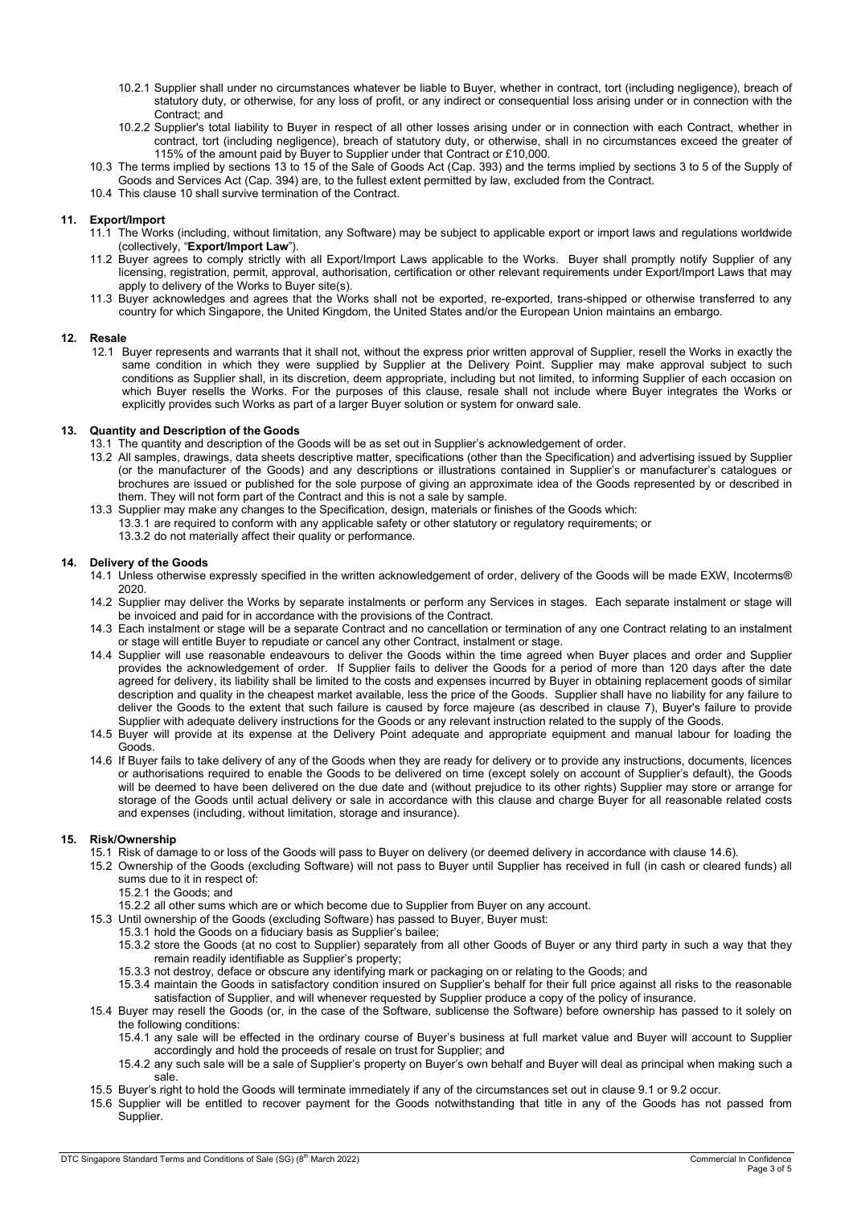10.2.1 Supplier shall under no circumstances whatever be liable to Buyer, whether in contract, tort (including negligence), breach of statutory duty, or otherwise, for any loss of profit, or any indirect or consequential loss arising under or in connection with the Contract; and

10.2.2 Supplier's total liability to Buyer in respect of all other losses arising under or in connection with each Contract, whether in contract, tort (including negligence), breach of statutory duty, or otherwise, shall in no circumstances exceed the greater of 115% of the amount paid by Buyer to Supplier under that Contract or £10,000.

10.3 The terms implied by sections 13 to 15 of the Sale of Goods Act (Cap. 393) and the terms implied by sections 3 to 5 of the Supply of Goods and Services Act (Cap. 394) are, to the fullest extent permitted by law, excluded from the Contract.

10.4 This clause 10 shall survive termination of the Contract.

## 11. Export/Import

11.1 The Works (including, without limitation, any Software) may be subject to applicable export or import laws and regulations worldwide (collectively, "**Export/Import Law**").

11.2 Buyer agrees to comply strictly with all Export/Import Laws applicable to the Works. Buyer shall promptly notify Supplier of any licensing, registration, permit, approval, authorisation, certification or other relevant requirements under Export/Import Laws that may apply to delivery of the Works to Buyer site(s).

11.3 Buyer acknowledges and agrees that the Works shall not be exported, re-exported, trans-shipped or otherwise transferred to any country for which Singapore, the United Kingdom, the United States and/or the European Union maintains an embargo.

## 12. Resale

12.1 Buyer represents and warrants that it shall not, without the express prior written approval of Supplier, resell the Works in exactly the same condition in which they were supplied by Supplier at the Delivery Point. Supplier may make approval subject to such conditions as Supplier shall, in its discretion, deem appropriate, including but not limited, to informing Supplier of each occasion on which Buyer resells the Works. For the purposes of this clause, resale shall not include where Buyer integrates the Works or explicitly provides such Works as part of a larger Buyer solution or system for onward sale.

## 13. Quantity and Description of the Goods

13.1 The quantity and description of the Goods will be as set out in Supplier's acknowledgement of order.

13.2 All samples, drawings, data sheets descriptive matter, specifications (other than the Specification) and advertising issued by Supplier (or the manufacturer of the Goods) and any descriptions or illustrations contained in Supplier's or manufacturer's catalogues or brochures are issued or published for the sole purpose of giving an approximate idea of the Goods represented by or described in them. They will not form part of the Contract and this is not a sale by sample.

13.3 Supplier may make any changes to the Specification, design, materials or finishes of the Goods which:

13.3.1 are required to conform with any applicable safety or other statutory or regulatory requirements; or

13.3.2 do not materially affect their quality or performance.

## 14. Delivery of the Goods

14.1 Unless otherwise expressly specified in the written acknowledgement of order, delivery of the Goods will be made EXW, Incoterms® 2020.

14.2 Supplier may deliver the Works by separate instalments or perform any Services in stages. Each separate instalment or stage will be invoiced and paid for in accordance with the provisions of the Contract.

14.3 Each instalment or stage will be a separate Contract and no cancellation or termination of any one Contract relating to an instalment or stage will entitle Buyer to repudiate or cancel any other Contract, instalment or stage.

14.4 Supplier will use reasonable endeavours to deliver the Goods within the time agreed when Buyer places and order and Supplier provides the acknowledgement of order. If Supplier fails to deliver the Goods for a period of more than 120 days after the date agreed for delivery, its liability shall be limited to the costs and expenses incurred by Buyer in obtaining replacement goods of similar description and quality in the cheapest market available, less the price of the Goods. Supplier shall have no liability for any failure to deliver the Goods to the extent that such failure is caused by force majeure (as described in clause 7), Buyer's failure to provide Supplier with adequate delivery instructions for the Goods or any relevant instruction related to the supply of the Goods.

14.5 Buyer will provide at its expense at the Delivery Point adequate and appropriate equipment and manual labour for loading the Goods.

14.6 If Buyer fails to take delivery of any of the Goods when they are ready for delivery or to provide any instructions, documents, licences or authorisations required to enable the Goods to be delivered on time (except solely on account of Supplier's default), the Goods will be deemed to have been delivered on the due date and (without prejudice to its other rights) Supplier may store or arrange for storage of the Goods until actual delivery or sale in accordance with this clause and charge Buyer for all reasonable related costs and expenses (including, without limitation, storage and insurance).

## 15. Risk/Ownership

15.1 Risk of damage to or loss of the Goods will pass to Buyer on delivery (or deemed delivery in accordance with clause 14.6).

15.2 Ownership of the Goods (excluding Software) will not pass to Buyer until Supplier has received in full (in cash or cleared funds) all sums due to it in respect of:

15.2.1 the Goods; and

15.2.2 all other sums which are or which become due to Supplier from Buyer on any account.

15.3 Until ownership of the Goods (excluding Software) has passed to Buyer, Buyer must:

15.3.1 hold the Goods on a fiduciary basis as Supplier's bailee;

15.3.2 store the Goods (at no cost to Supplier) separately from all other Goods of Buyer or any third party in such a way that they remain readily identifiable as Supplier's property;

15.3.3 not destroy, deface or obscure any identifying mark or packaging on or relating to the Goods; and

15.3.4 maintain the Goods in satisfactory condition insured on Supplier's behalf for their full price against all risks to the reasonable satisfaction of Supplier, and will whenever requested by Supplier produce a copy of the policy of insurance.

15.4 Buyer may resell the Goods (or, in the case of the Software, sublicense the Software) before ownership has passed to it solely on the following conditions:

15.4.1 any sale will be effected in the ordinary course of Buyer's business at full market value and Buyer will account to Supplier accordingly and hold the proceeds of resale on trust for Supplier; and

15.4.2 any such sale will be a sale of Supplier's property on Buyer's own behalf and Buyer will deal as principal when making such a sale.

15.5 Buyer's right to hold the Goods will terminate immediately if any of the circumstances set out in clause 9.1 or 9.2 occur.

15.6 Supplier will be entitled to recover payment for the Goods notwithstanding that title in any of the Goods has not passed from Supplier.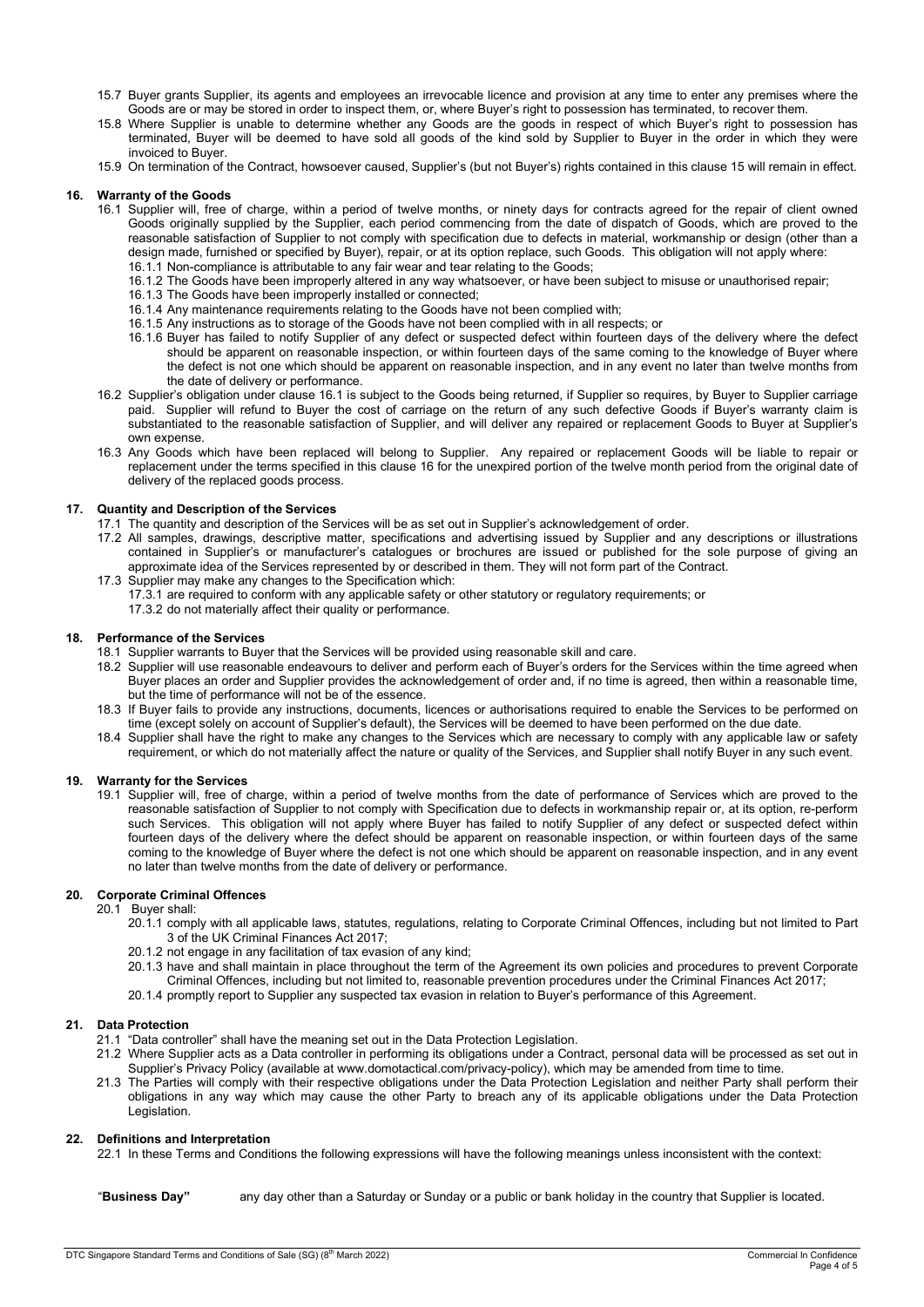15.7 Buyer grants Supplier, its agents and employees an irrevocable licence and provision at any time to enter any premises where the Goods are or may be stored in order to inspect them, or, where Buyer's right to possession has terminated, to recover them.

15.8 Where Supplier is unable to determine whether any Goods are the goods in respect of which Buyer's right to possession has terminated, Buyer will be deemed to have sold all goods of the kind sold by Supplier to Buyer in the order in which they were invoiced to Buyer.

15.9 On termination of the Contract, howsoever caused, Supplier's (but not Buyer's) rights contained in this clause 15 will remain in effect.

## 16. Warranty of the Goods

16.1 Supplier will, free of charge, within a period of twelve months, or ninety days for contracts agreed for the repair of client owned Goods originally supplied by the Supplier, each period commencing from the date of dispatch of Goods, which are proved to the reasonable satisfaction of Supplier to not comply with specification due to defects in material, workmanship or design (other than a design made, furnished or specified by Buyer), repair, or at its option replace, such Goods. This obligation will not apply where:

16.1.1 Non-compliance is attributable to any fair wear and tear relating to the Goods;

16.1.2 The Goods have been improperly altered in any way whatsoever, or have been subject to misuse or unauthorised repair;

16.1.3 The Goods have been improperly installed or connected;

16.1.4 Any maintenance requirements relating to the Goods have not been complied with;

16.1.5 Any instructions as to storage of the Goods have not been complied with in all respects; or

16.1.6 Buyer has failed to notify Supplier of any defect or suspected defect within fourteen days of the delivery where the defect should be apparent on reasonable inspection, or within fourteen days of the same coming to the knowledge of Buyer where the defect is not one which should be apparent on reasonable inspection, and in any event no later than twelve months from the date of delivery or performance.

16.2 Supplier's obligation under clause 16.1 is subject to the Goods being returned, if Supplier so requires, by Buyer to Supplier carriage paid. Supplier will refund to Buyer the cost of carriage on the return of any such defective Goods if Buyer's warranty claim is substantiated to the reasonable satisfaction of Supplier, and will deliver any repaired or replacement Goods to Buyer at Supplier's own expense.

16.3 Any Goods which have been replaced will belong to Supplier. Any repaired or replacement Goods will be liable to repair or replacement under the terms specified in this clause 16 for the unexpired portion of the twelve month period from the original date of delivery of the replaced goods process.

## 17. Quantity and Description of the Services

17.1 The quantity and description of the Services will be as set out in Supplier's acknowledgement of order.

17.2 All samples, drawings, descriptive matter, specifications and advertising issued by Supplier and any descriptions or illustrations contained in Supplier's or manufacturer's catalogues or brochures are issued or published for the sole purpose of giving an approximate idea of the Services represented by or described in them. They will not form part of the Contract.

17.3 Supplier may make any changes to the Specification which:

17.3.1 are required to conform with any applicable safety or other statutory or regulatory requirements; or

17.3.2 do not materially affect their quality or performance.

## 18. Performance of the Services

18.1 Supplier warrants to Buyer that the Services will be provided using reasonable skill and care.

18.2 Supplier will use reasonable endeavours to deliver and perform each of Buyer's orders for the Services within the time agreed when Buyer places an order and Supplier provides the acknowledgement of order and, if no time is agreed, then within a reasonable time, but the time of performance will not be of the essence.

18.3 If Buyer fails to provide any instructions, documents, licences or authorisations required to enable the Services to be performed on time (except solely on account of Supplier's default), the Services will be deemed to have been performed on the due date.

18.4 Supplier shall have the right to make any changes to the Services which are necessary to comply with any applicable law or safety requirement, or which do not materially affect the nature or quality of the Services, and Supplier shall notify Buyer in any such event.

## 19. Warranty for the Services

19.1 Supplier will, free of charge, within a period of twelve months from the date of performance of Services which are proved to the reasonable satisfaction of Supplier to not comply with Specification due to defects in workmanship repair or, at its option, re-perform such Services. This obligation will not apply where Buyer has failed to notify Supplier of any defect or suspected defect within fourteen days of the delivery where the defect should be apparent on reasonable inspection, or within fourteen days of the same coming to the knowledge of Buyer where the defect is not one which should be apparent on reasonable inspection, and in any event no later than twelve months from the date of delivery or performance.

## 20. Corporate Criminal Offences

20.1 Buyer shall:

20.1.1 comply with all applicable laws, statutes, regulations, relating to Corporate Criminal Offences, including but not limited to Part 3 of the UK Criminal Finances Act 2017;

20.1.2 not engage in any facilitation of tax evasion of any kind;

20.1.3 have and shall maintain in place throughout the term of the Agreement its own policies and procedures to prevent Corporate Criminal Offences, including but not limited to, reasonable prevention procedures under the Criminal Finances Act 2017;

20.1.4 promptly report to Supplier any suspected tax evasion in relation to Buyer's performance of this Agreement.

## 21. Data Protection

21.1 "Data controller" shall have the meaning set out in the Data Protection Legislation.

21.2 Where Supplier acts as a Data controller in performing its obligations under a Contract, personal data will be processed as set out in Supplier's Privacy Policy (available at www.domotactical.com/privacy-policy), which may be amended from time to time.

21.3 The Parties will comply with their respective obligations under the Data Protection Legislation and neither Party shall perform their obligations in any way which may cause the other Party to breach any of its applicable obligations under the Data Protection Legislation.

## 22. Definitions and Interpretation

22.1 In these Terms and Conditions the following expressions will have the following meanings unless inconsistent with the context:

"**Business Day**" any day other than a Saturday or Sunday or a public or bank holiday in the country that Supplier is located.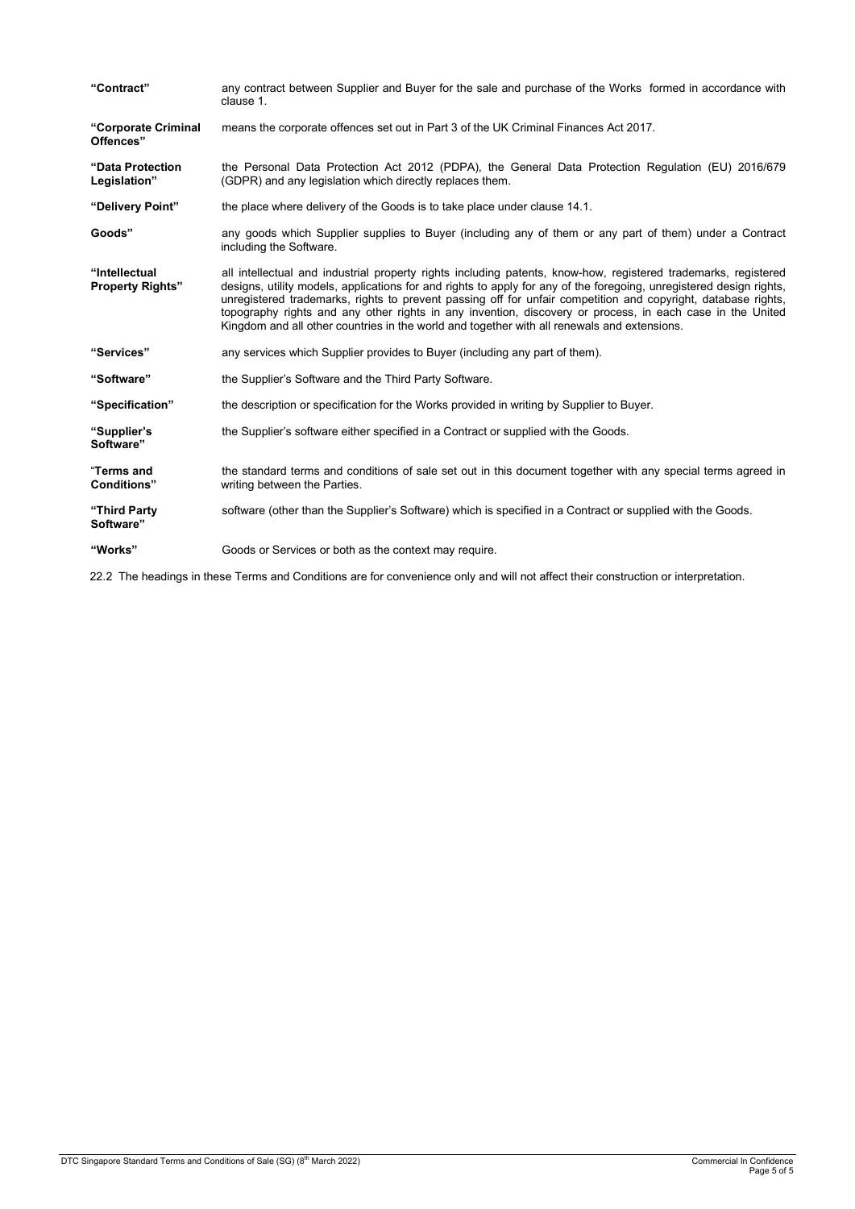| | |
|---|---|
| **"Contract"** | any contract between Supplier and Buyer for the sale and purchase of the Works formed in accordance with clause 1. |
| **"Corporate Criminal Offences"** | means the corporate offences set out in Part 3 of the UK Criminal Finances Act 2017. |
| **"Data Protection Legislation"** | the Personal Data Protection Act 2012 (PDPA), the General Data Protection Regulation (EU) 2016/679 (GDPR) and any legislation which directly replaces them. |
| **"Delivery Point"** | the place where delivery of the Goods is to take place under clause 14.1. |
| **Goods"** | any goods which Supplier supplies to Buyer (including any of them or any part of them) under a Contract including the Software. |
| **"Intellectual Property Rights"** | all intellectual and industrial property rights including patents, know-how, registered trademarks, registered designs, utility models, applications for and rights to apply for any of the foregoing, unregistered design rights, unregistered trademarks, rights to prevent passing off for unfair competition and copyright, database rights, topography rights and any other rights in any invention, discovery or process, in each case in the United Kingdom and all other countries in the world and together with all renewals and extensions. |
| **"Services"** | any services which Supplier provides to Buyer (including any part of them). |
| **"Software"** | the Supplier's Software and the Third Party Software. |
| **"Specification"** | the description or specification for the Works provided in writing by Supplier to Buyer. |
| **"Supplier's Software"** | the Supplier's software either specified in a Contract or supplied with the Goods. |
| "**Terms and Conditions"** | the standard terms and conditions of sale set out in this document together with any special terms agreed in writing between the Parties. |
| **"Third Party Software"** | software (other than the Supplier's Software) which is specified in a Contract or supplied with the Goods. |
| **"Works"** | Goods or Services or both as the context may require. |

22.2 The headings in these Terms and Conditions are for convenience only and will not affect their construction or interpretation.